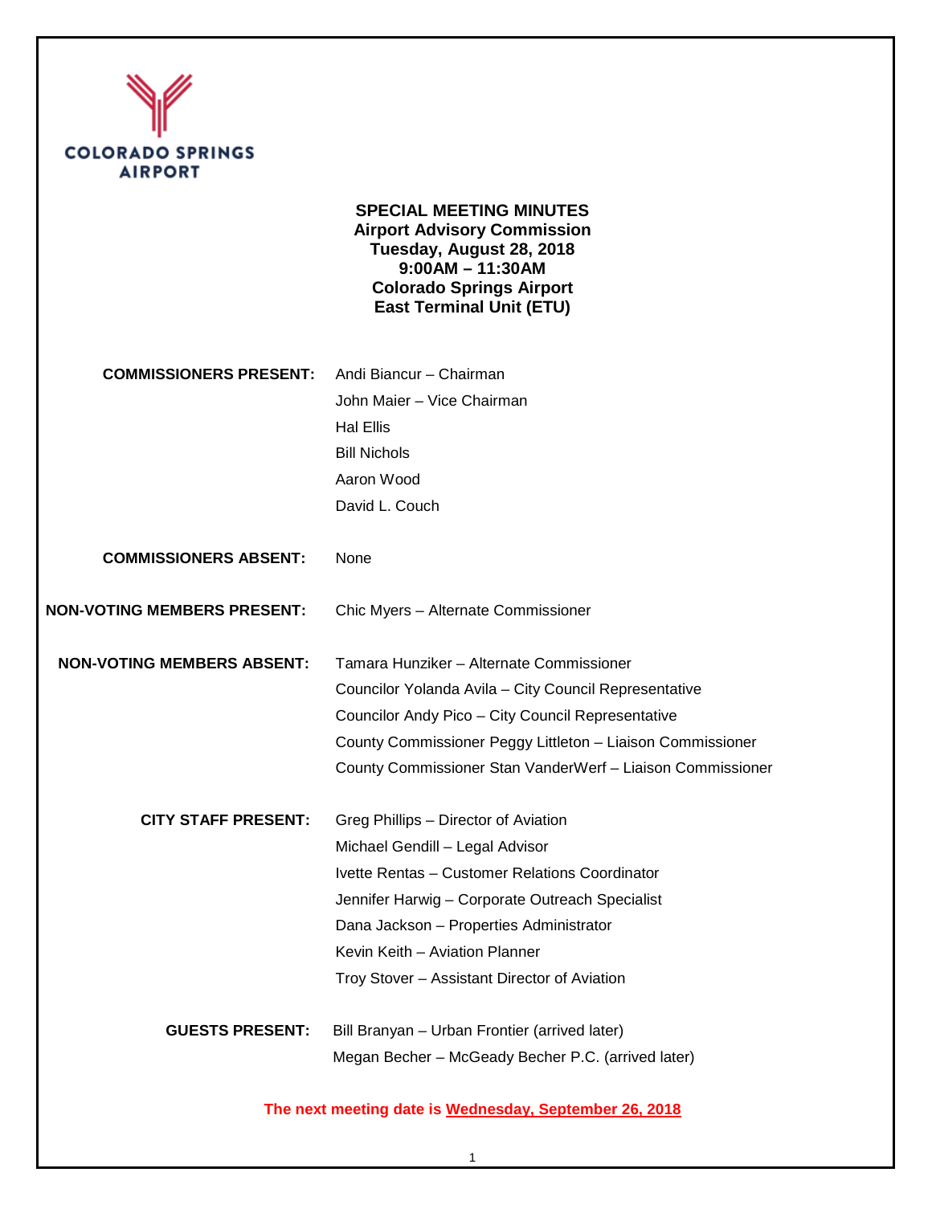COLORADO SPRINGS AIRPORT

# SPECIAL MEETING MINUTES
## Airport Advisory Commission
**Tuesday, August 28, 2018**
**9:00AM – 11:30AM**
**Colorado Springs Airport**
**East Terminal Unit (ETU)**

| | |
|---|---|
| **COMMISSIONERS PRESENT:** | Andi Biancur – Chairman |
| | John Maier – Vice Chairman |
| | Hal Ellis |
| | Bill Nichols |
| | Aaron Wood |
| | David L. Couch |
| **COMMISSIONERS ABSENT:** | None |
| **NON-VOTING MEMBERS PRESENT:** | Chic Myers – Alternate Commissioner |
| **NON-VOTING MEMBERS ABSENT:** | Tamara Hunziker – Alternate Commissioner |
| | Councilor Yolanda Avila – City Council Representative |
| | Councilor Andy Pico – City Council Representative |
| | County Commissioner Peggy Littleton – Liaison Commissioner |
| | County Commissioner Stan VanderWerf – Liaison Commissioner |
| **CITY STAFF PRESENT:** | Greg Phillips – Director of Aviation |
| | Michael Gendill – Legal Advisor |
| | Ivette Rentas – Customer Relations Coordinator |
| | Jennifer Harwig – Corporate Outreach Specialist |
| | Dana Jackson – Properties Administrator |
| | Kevin Keith – Aviation Planner |
| | Troy Stover – Assistant Director of Aviation |
| **GUESTS PRESENT:** | Bill Branyan – Urban Frontier (arrived later) |
| | Megan Becher – McGeady Becher P.C. (arrived later) |

**The next meeting date is Wednesday, September 26, 2018**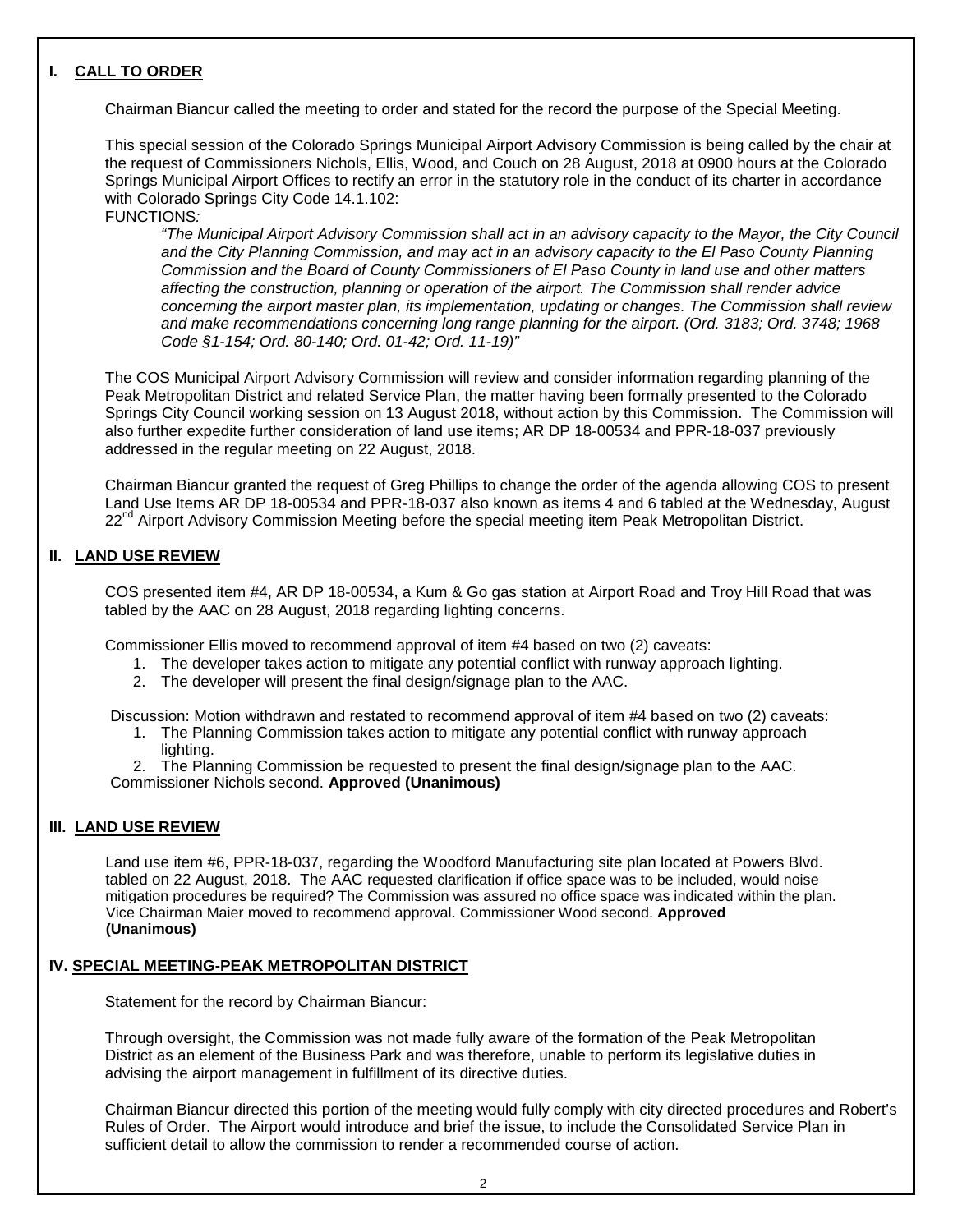## I. CALL TO ORDER

Chairman Biancur called the meeting to order and stated for the record the purpose of the Special Meeting.

This special session of the Colorado Springs Municipal Airport Advisory Commission is being called by the chair at the request of Commissioners Nichols, Ellis, Wood, and Couch on 28 August, 2018 at 0900 hours at the Colorado Springs Municipal Airport Offices to rectify an error in the statutory role in the conduct of its charter in accordance with Colorado Springs City Code 14.1.102:

FUNCTIONS*:*

> *"The Municipal Airport Advisory Commission shall act in an advisory capacity to the Mayor, the City Council and the City Planning Commission, and may act in an advisory capacity to the El Paso County Planning Commission and the Board of County Commissioners of El Paso County in land use and other matters affecting the construction, planning or operation of the airport. The Commission shall render advice concerning the airport master plan, its implementation, updating or changes. The Commission shall review and make recommendations concerning long range planning for the airport. (Ord. 3183; Ord. 3748; 1968 Code §1-154; Ord. 80-140; Ord. 01-42; Ord. 11-19)"*

The COS Municipal Airport Advisory Commission will review and consider information regarding planning of the Peak Metropolitan District and related Service Plan, the matter having been formally presented to the Colorado Springs City Council working session on 13 August 2018, without action by this Commission. The Commission will also further expedite further consideration of land use items; AR DP 18-00534 and PPR-18-037 previously addressed in the regular meeting on 22 August, 2018.

Chairman Biancur granted the request of Greg Phillips to change the order of the agenda allowing COS to present Land Use Items AR DP 18-00534 and PPR-18-037 also known as items 4 and 6 tabled at the Wednesday, August 22nd Airport Advisory Commission Meeting before the special meeting item Peak Metropolitan District.

## II. LAND USE REVIEW

COS presented item #4, AR DP 18-00534, a Kum & Go gas station at Airport Road and Troy Hill Road that was tabled by the AAC on 28 August, 2018 regarding lighting concerns.

Commissioner Ellis moved to recommend approval of item #4 based on two (2) caveats:

1. The developer takes action to mitigate any potential conflict with runway approach lighting.
2. The developer will present the final design/signage plan to the AAC.

Discussion: Motion withdrawn and restated to recommend approval of item #4 based on two (2) caveats:

1. The Planning Commission takes action to mitigate any potential conflict with runway approach lighting.
2. The Planning Commission be requested to present the final design/signage plan to the AAC.

Commissioner Nichols second. **Approved (Unanimous)**

## III. LAND USE REVIEW

Land use item #6, PPR-18-037, regarding the Woodford Manufacturing site plan located at Powers Blvd. tabled on 22 August, 2018. The AAC requested clarification if office space was to be included, would noise mitigation procedures be required? The Commission was assured no office space was indicated within the plan. Vice Chairman Maier moved to recommend approval. Commissioner Wood second. **Approved (Unanimous)**

## IV. SPECIAL MEETING-PEAK METROPOLITAN DISTRICT

Statement for the record by Chairman Biancur:

Through oversight, the Commission was not made fully aware of the formation of the Peak Metropolitan District as an element of the Business Park and was therefore, unable to perform its legislative duties in advising the airport management in fulfillment of its directive duties.

Chairman Biancur directed this portion of the meeting would fully comply with city directed procedures and Robert's Rules of Order. The Airport would introduce and brief the issue, to include the Consolidated Service Plan in sufficient detail to allow the commission to render a recommended course of action.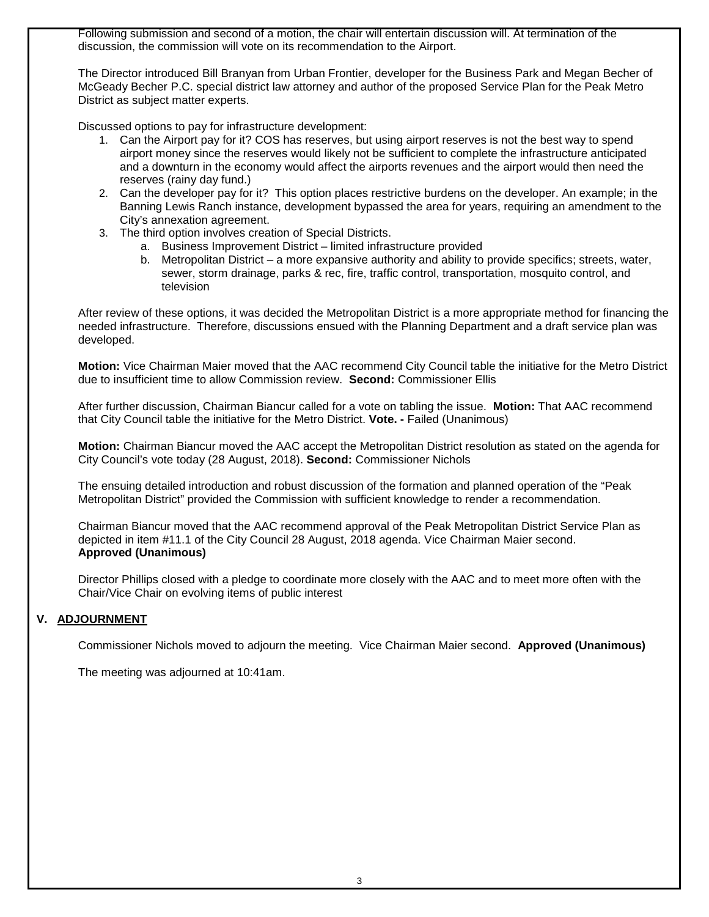Following submission and second of a motion, the chair will entertain discussion will. At termination of the discussion, the commission will vote on its recommendation to the Airport.

The Director introduced Bill Branyan from Urban Frontier, developer for the Business Park and Megan Becher of McGeady Becher P.C. special district law attorney and author of the proposed Service Plan for the Peak Metro District as subject matter experts.

Discussed options to pay for infrastructure development:

1. Can the Airport pay for it? COS has reserves, but using airport reserves is not the best way to spend airport money since the reserves would likely not be sufficient to complete the infrastructure anticipated and a downturn in the economy would affect the airports revenues and the airport would then need the reserves (rainy day fund.)
2. Can the developer pay for it? This option places restrictive burdens on the developer. An example; in the Banning Lewis Ranch instance, development bypassed the area for years, requiring an amendment to the City's annexation agreement.
3. The third option involves creation of Special Districts.
   a. Business Improvement District – limited infrastructure provided
   b. Metropolitan District – a more expansive authority and ability to provide specifics; streets, water, sewer, storm drainage, parks & rec, fire, traffic control, transportation, mosquito control, and television

After review of these options, it was decided the Metropolitan District is a more appropriate method for financing the needed infrastructure. Therefore, discussions ensued with the Planning Department and a draft service plan was developed.

**Motion:** Vice Chairman Maier moved that the AAC recommend City Council table the initiative for the Metro District due to insufficient time to allow Commission review. **Second:** Commissioner Ellis

After further discussion, Chairman Biancur called for a vote on tabling the issue. **Motion:** That AAC recommend that City Council table the initiative for the Metro District. **Vote. -** Failed (Unanimous)

**Motion:** Chairman Biancur moved the AAC accept the Metropolitan District resolution as stated on the agenda for City Council's vote today (28 August, 2018). **Second:** Commissioner Nichols

The ensuing detailed introduction and robust discussion of the formation and planned operation of the "Peak Metropolitan District" provided the Commission with sufficient knowledge to render a recommendation.

Chairman Biancur moved that the AAC recommend approval of the Peak Metropolitan District Service Plan as depicted in item #11.1 of the City Council 28 August, 2018 agenda. Vice Chairman Maier second.
**Approved (Unanimous)**

Director Phillips closed with a pledge to coordinate more closely with the AAC and to meet more often with the Chair/Vice Chair on evolving items of public interest

## V. ADJOURNMENT

Commissioner Nichols moved to adjourn the meeting. Vice Chairman Maier second. **Approved (Unanimous)**

The meeting was adjourned at 10:41am.